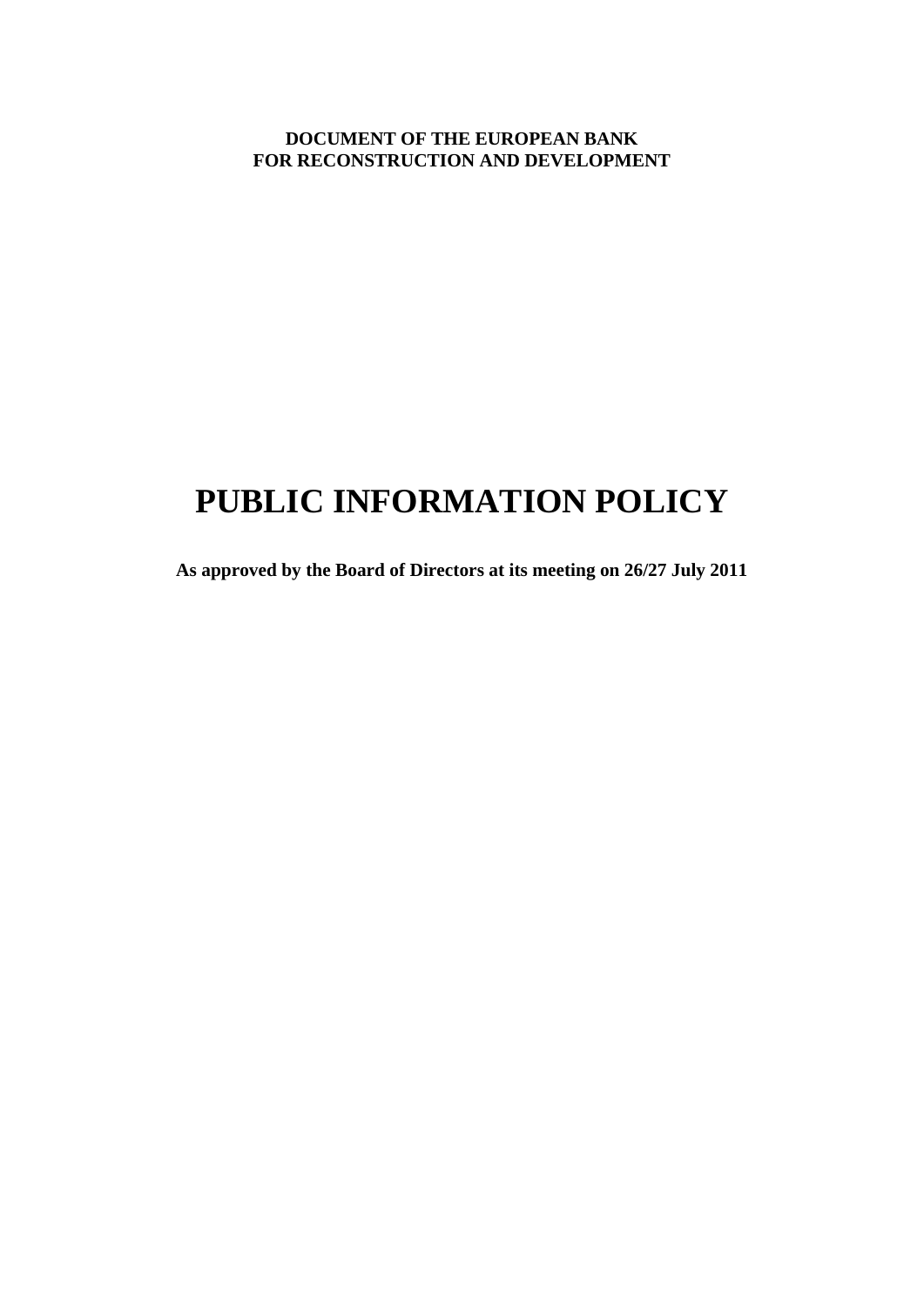**DOCUMENT OF THE EUROPEAN BANK**
**FOR RECONSTRUCTION AND DEVELOPMENT**

# PUBLIC INFORMATION POLICY

**As approved by the Board of Directors at its meeting on 26/27 July 2011**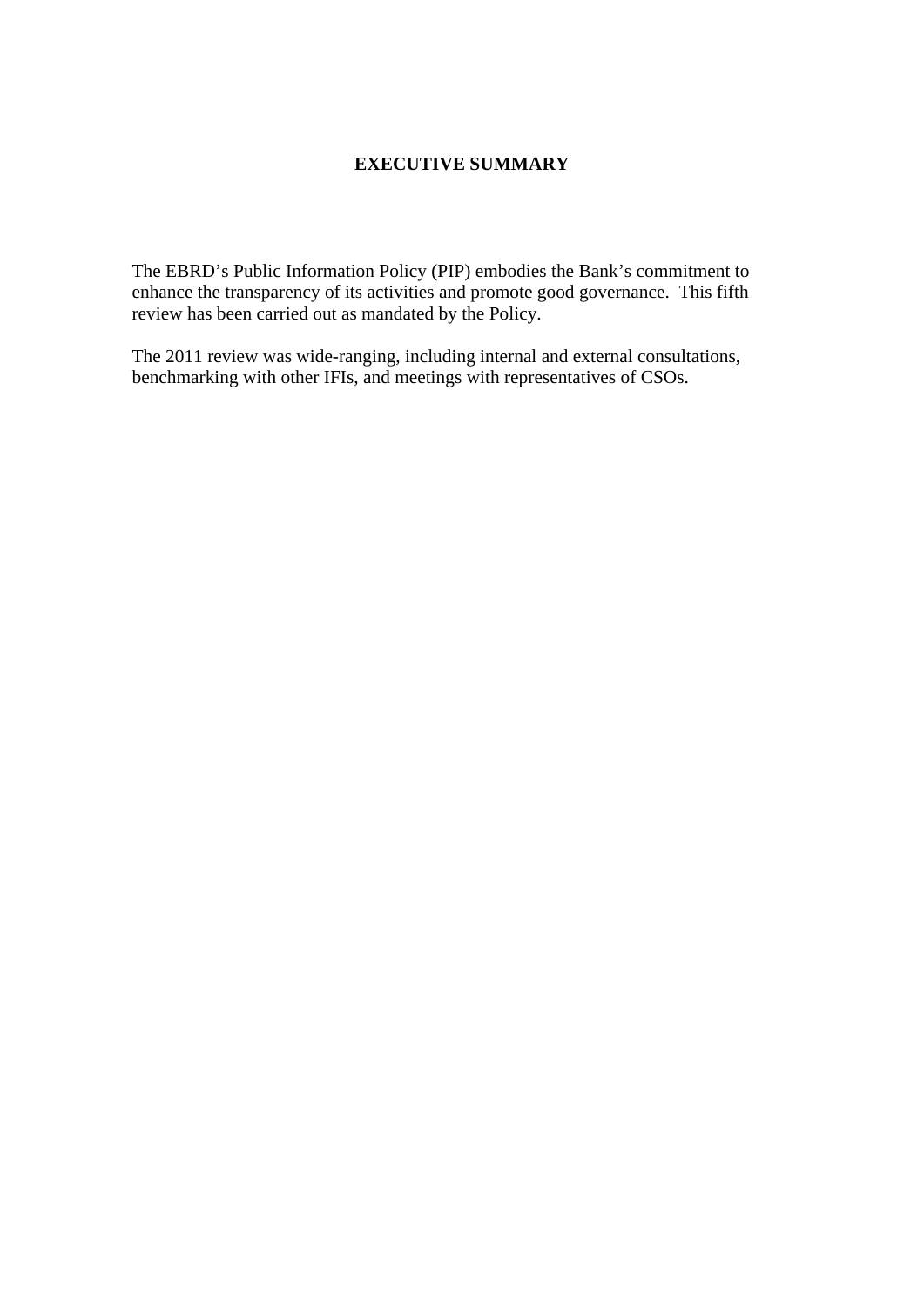# EXECUTIVE SUMMARY

The EBRD's Public Information Policy (PIP) embodies the Bank's commitment to enhance the transparency of its activities and promote good governance. This fifth review has been carried out as mandated by the Policy.

The 2011 review was wide-ranging, including internal and external consultations, benchmarking with other IFIs, and meetings with representatives of CSOs.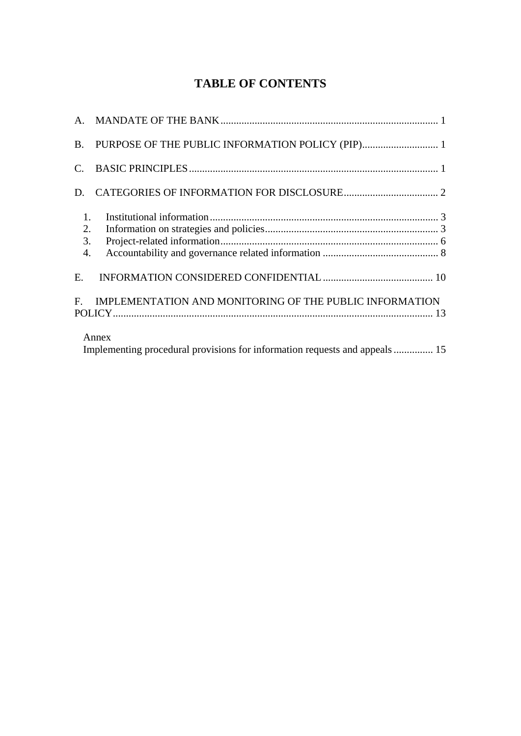# TABLE OF CONTENTS

A. MANDATE OF THE BANK ........................................................................................ 1

B. PURPOSE OF THE PUBLIC INFORMATION POLICY (PIP)............................. 1

C. BASIC PRINCIPLES ................................................................................................ 1

D. CATEGORIES OF INFORMATION FOR DISCLOSURE.................................... 2

1. Institutional information ........................................................................................ 3
2. Information on strategies and policies.................................................................. 3
3. Project-related information.................................................................................... 6
4. Accountability and governance related information ............................................ 8

E. INFORMATION CONSIDERED CONFIDENTIAL .......................................... 10

F. IMPLEMENTATION AND MONITORING OF THE PUBLIC INFORMATION POLICY........................................................................................................................... 13

Annex
Implementing procedural provisions for information requests and appeals ............... 15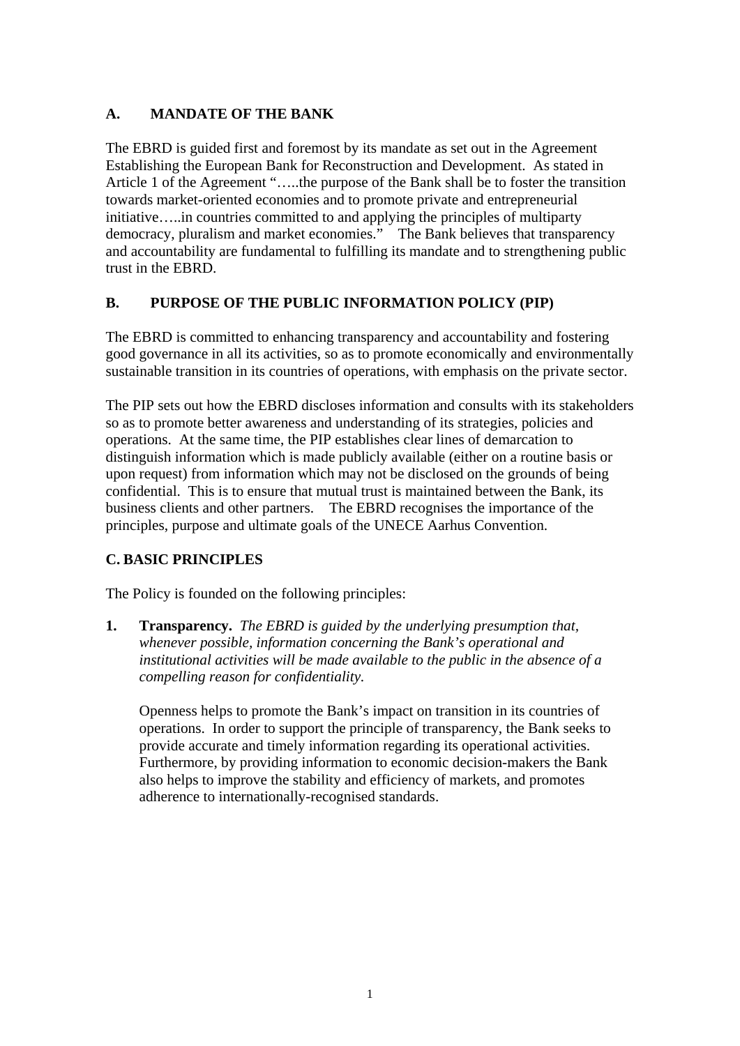## A. MANDATE OF THE BANK

The EBRD is guided first and foremost by its mandate as set out in the Agreement Establishing the European Bank for Reconstruction and Development. As stated in Article 1 of the Agreement "…..the purpose of the Bank shall be to foster the transition towards market-oriented economies and to promote private and entrepreneurial initiative…..in countries committed to and applying the principles of multiparty democracy, pluralism and market economies." The Bank believes that transparency and accountability are fundamental to fulfilling its mandate and to strengthening public trust in the EBRD.

## B. PURPOSE OF THE PUBLIC INFORMATION POLICY (PIP)

The EBRD is committed to enhancing transparency and accountability and fostering good governance in all its activities, so as to promote economically and environmentally sustainable transition in its countries of operations, with emphasis on the private sector.

The PIP sets out how the EBRD discloses information and consults with its stakeholders so as to promote better awareness and understanding of its strategies, policies and operations. At the same time, the PIP establishes clear lines of demarcation to distinguish information which is made publicly available (either on a routine basis or upon request) from information which may not be disclosed on the grounds of being confidential. This is to ensure that mutual trust is maintained between the Bank, its business clients and other partners. The EBRD recognises the importance of the principles, purpose and ultimate goals of the UNECE Aarhus Convention.

## C. BASIC PRINCIPLES

The Policy is founded on the following principles:

1. **Transparency.** *The EBRD is guided by the underlying presumption that, whenever possible, information concerning the Bank's operational and institutional activities will be made available to the public in the absence of a compelling reason for confidentiality.*

   Openness helps to promote the Bank's impact on transition in its countries of operations. In order to support the principle of transparency, the Bank seeks to provide accurate and timely information regarding its operational activities. Furthermore, by providing information to economic decision-makers the Bank also helps to improve the stability and efficiency of markets, and promotes adherence to internationally-recognised standards.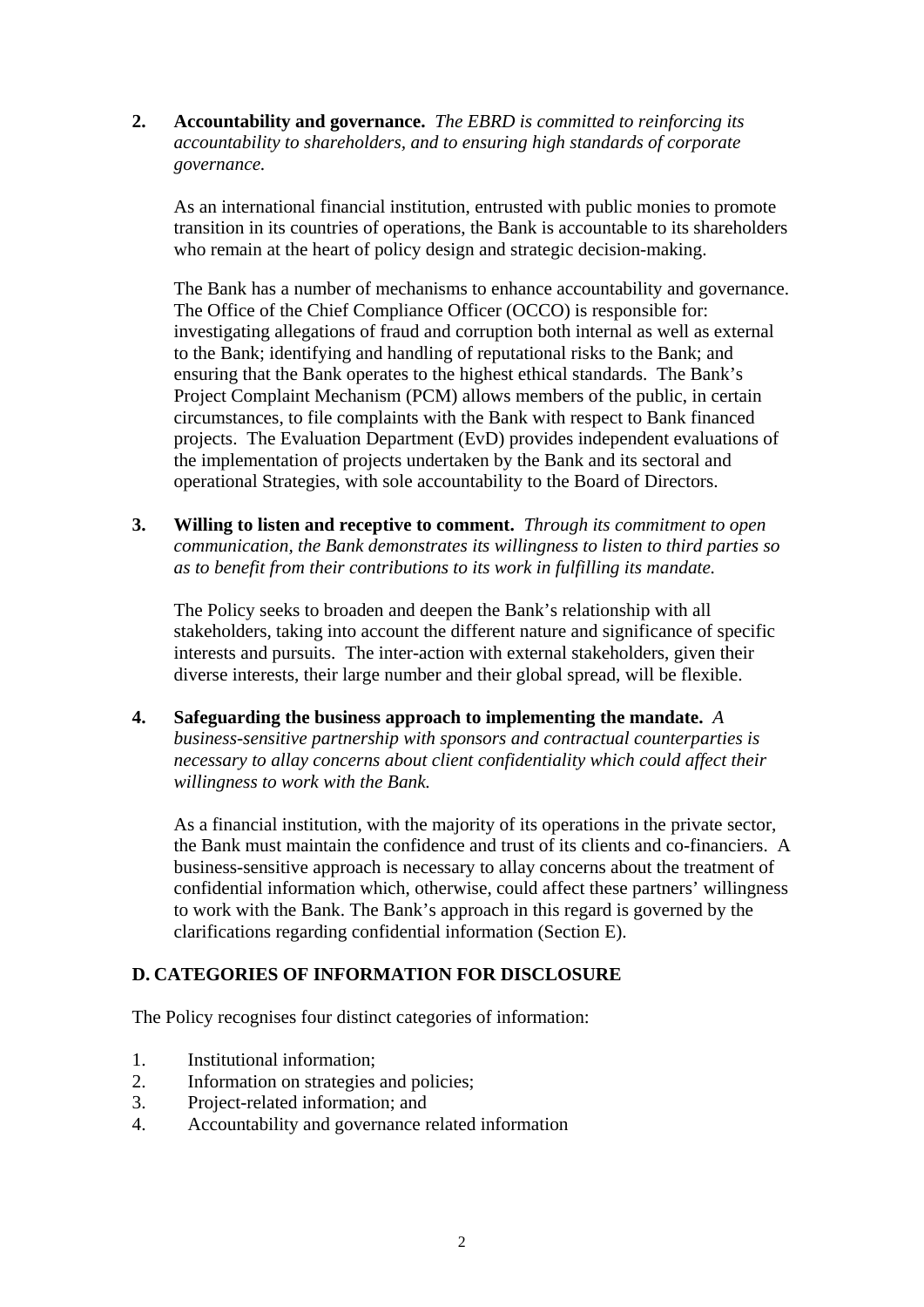2. **Accountability and governance.** *The EBRD is committed to reinforcing its accountability to shareholders, and to ensuring high standards of corporate governance.*

   As an international financial institution, entrusted with public monies to promote transition in its countries of operations, the Bank is accountable to its shareholders who remain at the heart of policy design and strategic decision-making.

   The Bank has a number of mechanisms to enhance accountability and governance. The Office of the Chief Compliance Officer (OCCO) is responsible for: investigating allegations of fraud and corruption both internal as well as external to the Bank; identifying and handling of reputational risks to the Bank; and ensuring that the Bank operates to the highest ethical standards. The Bank's Project Complaint Mechanism (PCM) allows members of the public, in certain circumstances, to file complaints with the Bank with respect to Bank financed projects. The Evaluation Department (EvD) provides independent evaluations of the implementation of projects undertaken by the Bank and its sectoral and operational Strategies, with sole accountability to the Board of Directors.

3. **Willing to listen and receptive to comment.** *Through its commitment to open communication, the Bank demonstrates its willingness to listen to third parties so as to benefit from their contributions to its work in fulfilling its mandate.*

   The Policy seeks to broaden and deepen the Bank's relationship with all stakeholders, taking into account the different nature and significance of specific interests and pursuits. The inter-action with external stakeholders, given their diverse interests, their large number and their global spread, will be flexible.

4. **Safeguarding the business approach to implementing the mandate.** *A business-sensitive partnership with sponsors and contractual counterparties is necessary to allay concerns about client confidentiality which could affect their willingness to work with the Bank.*

   As a financial institution, with the majority of its operations in the private sector, the Bank must maintain the confidence and trust of its clients and co-financiers. A business-sensitive approach is necessary to allay concerns about the treatment of confidential information which, otherwise, could affect these partners' willingness to work with the Bank. The Bank's approach in this regard is governed by the clarifications regarding confidential information (Section E).

## D. CATEGORIES OF INFORMATION FOR DISCLOSURE

The Policy recognises four distinct categories of information:

1. Institutional information;
2. Information on strategies and policies;
3. Project-related information; and
4. Accountability and governance related information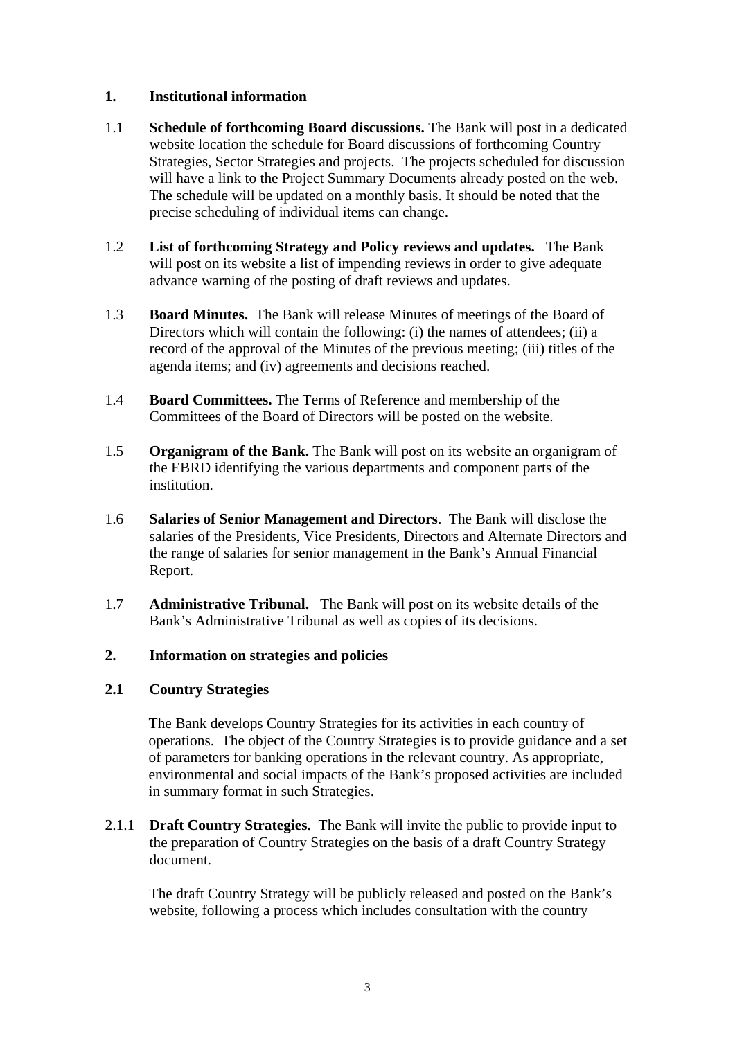## 1. Institutional information

1.1 **Schedule of forthcoming Board discussions.** The Bank will post in a dedicated website location the schedule for Board discussions of forthcoming Country Strategies, Sector Strategies and projects. The projects scheduled for discussion will have a link to the Project Summary Documents already posted on the web. The schedule will be updated on a monthly basis. It should be noted that the precise scheduling of individual items can change.

1.2 **List of forthcoming Strategy and Policy reviews and updates.** The Bank will post on its website a list of impending reviews in order to give adequate advance warning of the posting of draft reviews and updates.

1.3 **Board Minutes.** The Bank will release Minutes of meetings of the Board of Directors which will contain the following: (i) the names of attendees; (ii) a record of the approval of the Minutes of the previous meeting; (iii) titles of the agenda items; and (iv) agreements and decisions reached.

1.4 **Board Committees.** The Terms of Reference and membership of the Committees of the Board of Directors will be posted on the website.

1.5 **Organigram of the Bank.** The Bank will post on its website an organigram of the EBRD identifying the various departments and component parts of the institution.

1.6 **Salaries of Senior Management and Directors**. The Bank will disclose the salaries of the Presidents, Vice Presidents, Directors and Alternate Directors and the range of salaries for senior management in the Bank's Annual Financial Report.

1.7 **Administrative Tribunal.** The Bank will post on its website details of the Bank's Administrative Tribunal as well as copies of its decisions.

## 2. Information on strategies and policies

### 2.1 Country Strategies

The Bank develops Country Strategies for its activities in each country of operations. The object of the Country Strategies is to provide guidance and a set of parameters for banking operations in the relevant country. As appropriate, environmental and social impacts of the Bank's proposed activities are included in summary format in such Strategies.

2.1.1 **Draft Country Strategies.** The Bank will invite the public to provide input to the preparation of Country Strategies on the basis of a draft Country Strategy document.

The draft Country Strategy will be publicly released and posted on the Bank's website, following a process which includes consultation with the country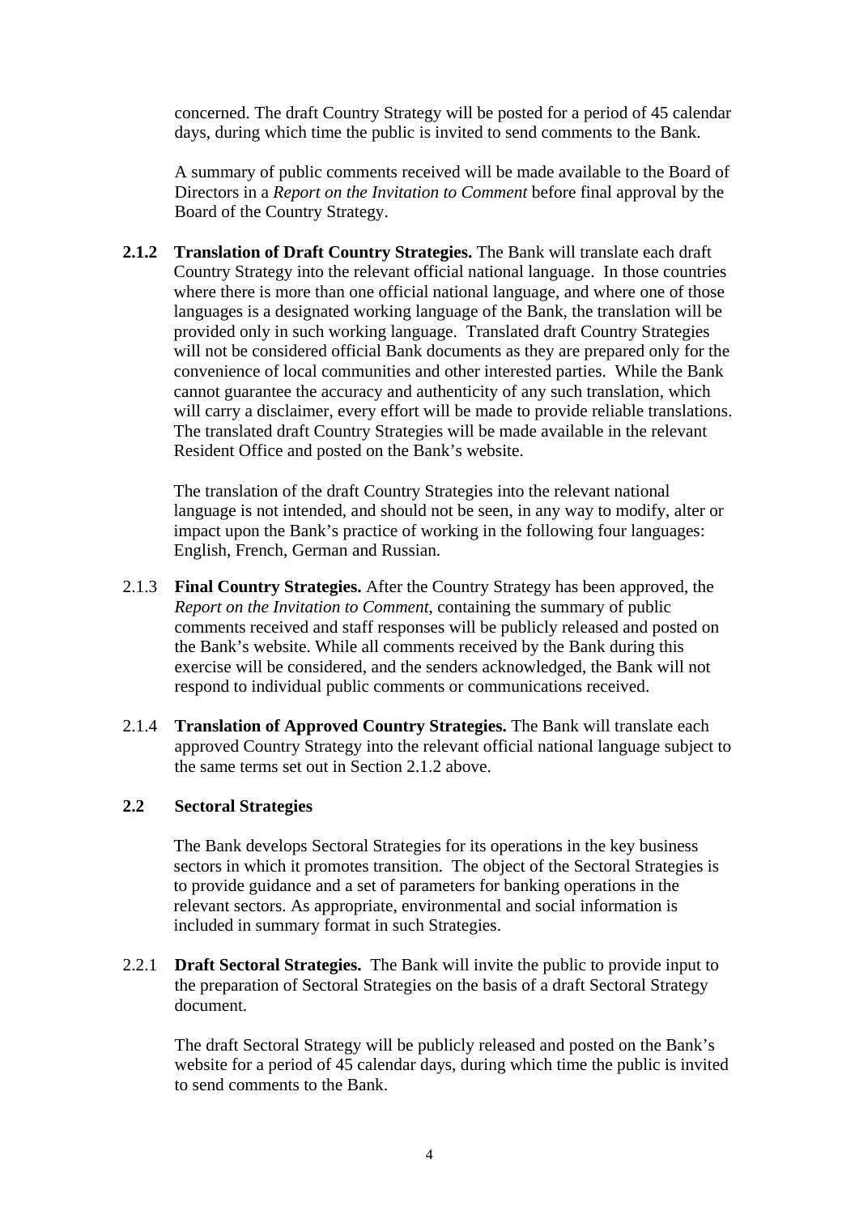concerned. The draft Country Strategy will be posted for a period of 45 calendar days, during which time the public is invited to send comments to the Bank.

A summary of public comments received will be made available to the Board of Directors in a *Report on the Invitation to Comment* before final approval by the Board of the Country Strategy.

**2.1.2 Translation of Draft Country Strategies.** The Bank will translate each draft Country Strategy into the relevant official national language. In those countries where there is more than one official national language, and where one of those languages is a designated working language of the Bank, the translation will be provided only in such working language. Translated draft Country Strategies will not be considered official Bank documents as they are prepared only for the convenience of local communities and other interested parties. While the Bank cannot guarantee the accuracy and authenticity of any such translation, which will carry a disclaimer, every effort will be made to provide reliable translations. The translated draft Country Strategies will be made available in the relevant Resident Office and posted on the Bank's website.

The translation of the draft Country Strategies into the relevant national language is not intended, and should not be seen, in any way to modify, alter or impact upon the Bank's practice of working in the following four languages: English, French, German and Russian.

2.1.3 **Final Country Strategies.** After the Country Strategy has been approved, the *Report on the Invitation to Comment*, containing the summary of public comments received and staff responses will be publicly released and posted on the Bank's website. While all comments received by the Bank during this exercise will be considered, and the senders acknowledged, the Bank will not respond to individual public comments or communications received.

2.1.4 **Translation of Approved Country Strategies.** The Bank will translate each approved Country Strategy into the relevant official national language subject to the same terms set out in Section 2.1.2 above.

**2.2 Sectoral Strategies**

The Bank develops Sectoral Strategies for its operations in the key business sectors in which it promotes transition. The object of the Sectoral Strategies is to provide guidance and a set of parameters for banking operations in the relevant sectors. As appropriate, environmental and social information is included in summary format in such Strategies.

2.2.1 **Draft Sectoral Strategies.** The Bank will invite the public to provide input to the preparation of Sectoral Strategies on the basis of a draft Sectoral Strategy document.

The draft Sectoral Strategy will be publicly released and posted on the Bank's website for a period of 45 calendar days, during which time the public is invited to send comments to the Bank.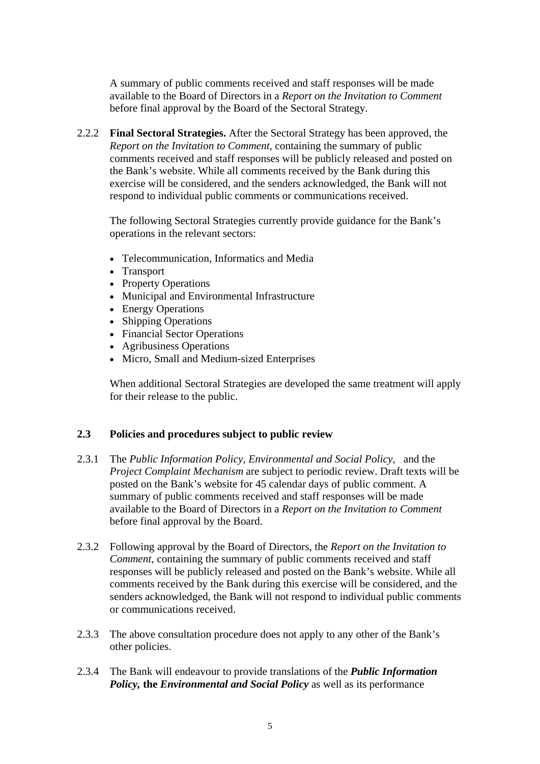A summary of public comments received and staff responses will be made available to the Board of Directors in a *Report on the Invitation to Comment* before final approval by the Board of the Sectoral Strategy.

2.2.2 **Final Sectoral Strategies.** After the Sectoral Strategy has been approved, the *Report on the Invitation to Comment*, containing the summary of public comments received and staff responses will be publicly released and posted on the Bank's website. While all comments received by the Bank during this exercise will be considered, and the senders acknowledged, the Bank will not respond to individual public comments or communications received.

The following Sectoral Strategies currently provide guidance for the Bank's operations in the relevant sectors:

- Telecommunication, Informatics and Media
- Transport
- Property Operations
- Municipal and Environmental Infrastructure
- Energy Operations
- Shipping Operations
- Financial Sector Operations
- Agribusiness Operations
- Micro, Small and Medium-sized Enterprises

When additional Sectoral Strategies are developed the same treatment will apply for their release to the public.

### 2.3 Policies and procedures subject to public review

2.3.1 The *Public Information Policy*, *Environmental and Social Policy*, and the *Project Complaint Mechanism* are subject to periodic review. Draft texts will be posted on the Bank's website for 45 calendar days of public comment. A summary of public comments received and staff responses will be made available to the Board of Directors in a *Report on the Invitation to Comment* before final approval by the Board.

2.3.2 Following approval by the Board of Directors, the *Report on the Invitation to Comment*, containing the summary of public comments received and staff responses will be publicly released and posted on the Bank's website. While all comments received by the Bank during this exercise will be considered, and the senders acknowledged, the Bank will not respond to individual public comments or communications received.

2.3.3 The above consultation procedure does not apply to any other of the Bank's other policies.

2.3.4 The Bank will endeavour to provide translations of the ***Public Information Policy*, the *Environmental and Social Policy*** as well as its performance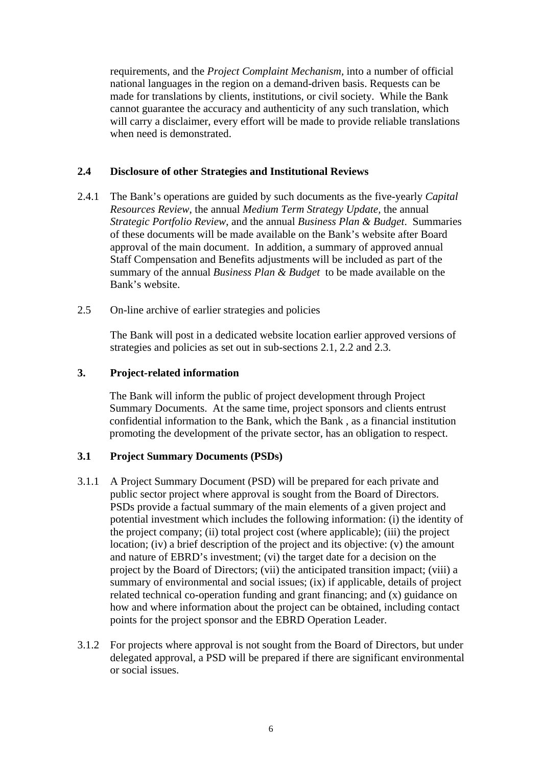requirements, and the *Project Complaint Mechanism*, into a number of official national languages in the region on a demand-driven basis. Requests can be made for translations by clients, institutions, or civil society. While the Bank cannot guarantee the accuracy and authenticity of any such translation, which will carry a disclaimer, every effort will be made to provide reliable translations when need is demonstrated.

### 2.4 Disclosure of other Strategies and Institutional Reviews

2.4.1 The Bank's operations are guided by such documents as the five-yearly *Capital Resources Review*, the annual *Medium Term Strategy Update*, the annual *Strategic Portfolio Review*, and the annual *Business Plan & Budget*. Summaries of these documents will be made available on the Bank's website after Board approval of the main document. In addition, a summary of approved annual Staff Compensation and Benefits adjustments will be included as part of the summary of the annual *Business Plan & Budget* to be made available on the Bank's website.

2.5 On-line archive of earlier strategies and policies

The Bank will post in a dedicated website location earlier approved versions of strategies and policies as set out in sub-sections 2.1, 2.2 and 2.3.

## 3. Project-related information

The Bank will inform the public of project development through Project Summary Documents. At the same time, project sponsors and clients entrust confidential information to the Bank, which the Bank , as a financial institution promoting the development of the private sector, has an obligation to respect.

### 3.1 Project Summary Documents (PSDs)

3.1.1 A Project Summary Document (PSD) will be prepared for each private and public sector project where approval is sought from the Board of Directors. PSDs provide a factual summary of the main elements of a given project and potential investment which includes the following information: (i) the identity of the project company; (ii) total project cost (where applicable); (iii) the project location; (iv) a brief description of the project and its objective: (v) the amount and nature of EBRD's investment; (vi) the target date for a decision on the project by the Board of Directors; (vii) the anticipated transition impact; (viii) a summary of environmental and social issues; (ix) if applicable, details of project related technical co-operation funding and grant financing; and (x) guidance on how and where information about the project can be obtained, including contact points for the project sponsor and the EBRD Operation Leader.

3.1.2 For projects where approval is not sought from the Board of Directors, but under delegated approval, a PSD will be prepared if there are significant environmental or social issues.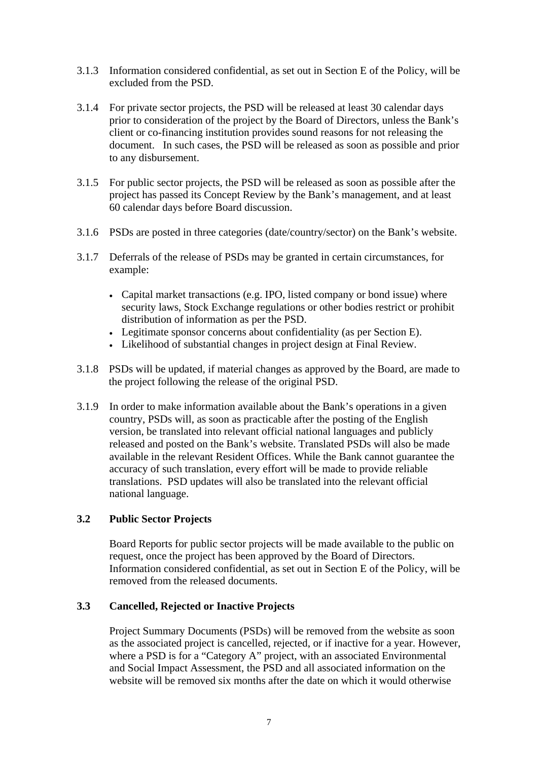3.1.3 Information considered confidential, as set out in Section E of the Policy, will be excluded from the PSD.

3.1.4 For private sector projects, the PSD will be released at least 30 calendar days prior to consideration of the project by the Board of Directors, unless the Bank's client or co-financing institution provides sound reasons for not releasing the document. In such cases, the PSD will be released as soon as possible and prior to any disbursement.

3.1.5 For public sector projects, the PSD will be released as soon as possible after the project has passed its Concept Review by the Bank's management, and at least 60 calendar days before Board discussion.

3.1.6 PSDs are posted in three categories (date/country/sector) on the Bank's website.

3.1.7 Deferrals of the release of PSDs may be granted in certain circumstances, for example:

- Capital market transactions (e.g. IPO, listed company or bond issue) where security laws, Stock Exchange regulations or other bodies restrict or prohibit distribution of information as per the PSD.
- Legitimate sponsor concerns about confidentiality (as per Section E).
- Likelihood of substantial changes in project design at Final Review.

3.1.8 PSDs will be updated, if material changes as approved by the Board, are made to the project following the release of the original PSD.

3.1.9 In order to make information available about the Bank's operations in a given country, PSDs will, as soon as practicable after the posting of the English version, be translated into relevant official national languages and publicly released and posted on the Bank's website. Translated PSDs will also be made available in the relevant Resident Offices. While the Bank cannot guarantee the accuracy of such translation, every effort will be made to provide reliable translations. PSD updates will also be translated into the relevant official national language.

### 3.2 Public Sector Projects

Board Reports for public sector projects will be made available to the public on request, once the project has been approved by the Board of Directors. Information considered confidential, as set out in Section E of the Policy, will be removed from the released documents.

### 3.3 Cancelled, Rejected or Inactive Projects

Project Summary Documents (PSDs) will be removed from the website as soon as the associated project is cancelled, rejected, or if inactive for a year. However, where a PSD is for a "Category A" project, with an associated Environmental and Social Impact Assessment, the PSD and all associated information on the website will be removed six months after the date on which it would otherwise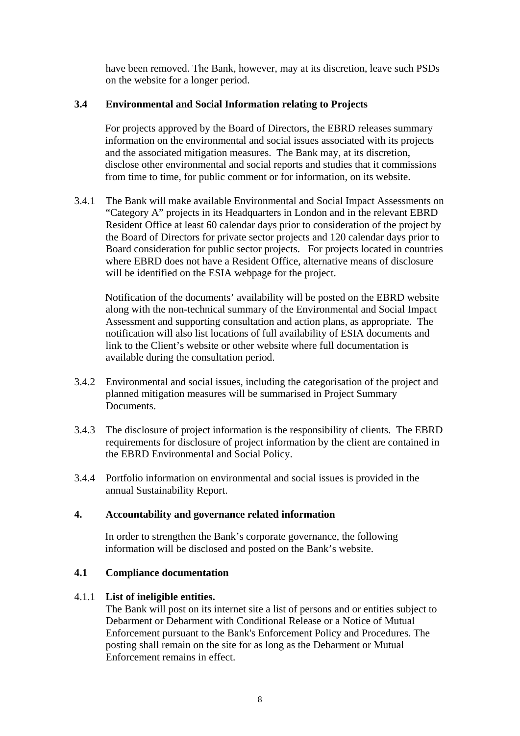have been removed. The Bank, however, may at its discretion, leave such PSDs on the website for a longer period.

### 3.4 Environmental and Social Information relating to Projects

For projects approved by the Board of Directors, the EBRD releases summary information on the environmental and social issues associated with its projects and the associated mitigation measures. The Bank may, at its discretion, disclose other environmental and social reports and studies that it commissions from time to time, for public comment or for information, on its website.

3.4.1 The Bank will make available Environmental and Social Impact Assessments on "Category A" projects in its Headquarters in London and in the relevant EBRD Resident Office at least 60 calendar days prior to consideration of the project by the Board of Directors for private sector projects and 120 calendar days prior to Board consideration for public sector projects. For projects located in countries where EBRD does not have a Resident Office, alternative means of disclosure will be identified on the ESIA webpage for the project.

Notification of the documents' availability will be posted on the EBRD website along with the non-technical summary of the Environmental and Social Impact Assessment and supporting consultation and action plans, as appropriate. The notification will also list locations of full availability of ESIA documents and link to the Client's website or other website where full documentation is available during the consultation period.

3.4.2 Environmental and social issues, including the categorisation of the project and planned mitigation measures will be summarised in Project Summary Documents.

3.4.3 The disclosure of project information is the responsibility of clients. The EBRD requirements for disclosure of project information by the client are contained in the EBRD Environmental and Social Policy.

3.4.4 Portfolio information on environmental and social issues is provided in the annual Sustainability Report.

## 4. Accountability and governance related information

In order to strengthen the Bank's corporate governance, the following information will be disclosed and posted on the Bank's website.

### 4.1 Compliance documentation

4.1.1 **List of ineligible entities.**
The Bank will post on its internet site a list of persons and or entities subject to Debarment or Debarment with Conditional Release or a Notice of Mutual Enforcement pursuant to the Bank's Enforcement Policy and Procedures. The posting shall remain on the site for as long as the Debarment or Mutual Enforcement remains in effect.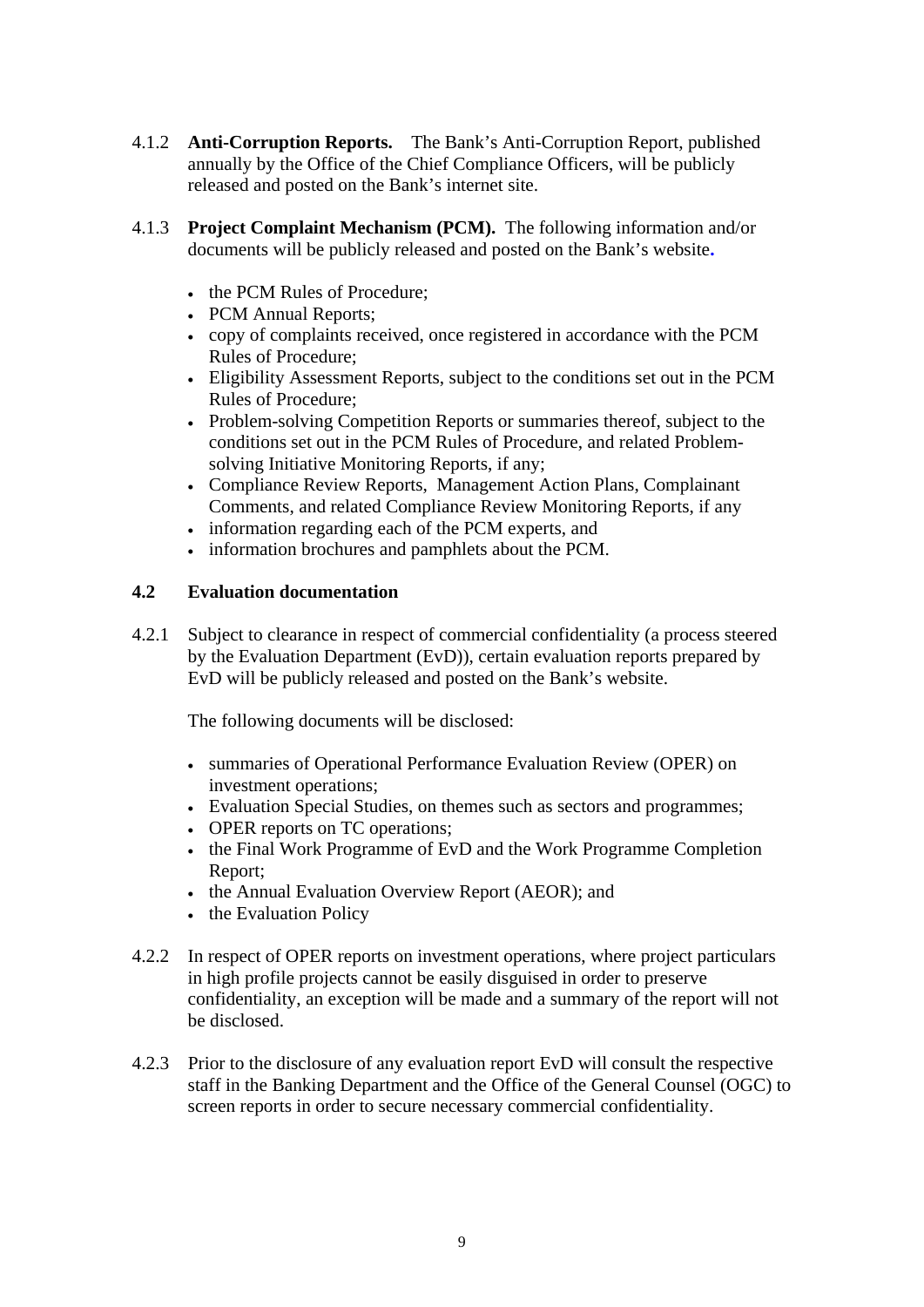4.1.2 **Anti-Corruption Reports.** The Bank's Anti-Corruption Report, published annually by the Office of the Chief Compliance Officers, will be publicly released and posted on the Bank's internet site.

4.1.3 **Project Complaint Mechanism (PCM).** The following information and/or documents will be publicly released and posted on the Bank's website.

- the PCM Rules of Procedure;
- PCM Annual Reports;
- copy of complaints received, once registered in accordance with the PCM Rules of Procedure;
- Eligibility Assessment Reports, subject to the conditions set out in the PCM Rules of Procedure;
- Problem-solving Competition Reports or summaries thereof, subject to the conditions set out in the PCM Rules of Procedure, and related Problem-solving Initiative Monitoring Reports, if any;
- Compliance Review Reports, Management Action Plans, Complainant Comments, and related Compliance Review Monitoring Reports, if any
- information regarding each of the PCM experts, and
- information brochures and pamphlets about the PCM.

### 4.2 Evaluation documentation

4.2.1 Subject to clearance in respect of commercial confidentiality (a process steered by the Evaluation Department (EvD)), certain evaluation reports prepared by EvD will be publicly released and posted on the Bank's website.

The following documents will be disclosed:

- summaries of Operational Performance Evaluation Review (OPER) on investment operations;
- Evaluation Special Studies, on themes such as sectors and programmes;
- OPER reports on TC operations;
- the Final Work Programme of EvD and the Work Programme Completion Report;
- the Annual Evaluation Overview Report (AEOR); and
- the Evaluation Policy

4.2.2 In respect of OPER reports on investment operations, where project particulars in high profile projects cannot be easily disguised in order to preserve confidentiality, an exception will be made and a summary of the report will not be disclosed.

4.2.3 Prior to the disclosure of any evaluation report EvD will consult the respective staff in the Banking Department and the Office of the General Counsel (OGC) to screen reports in order to secure necessary commercial confidentiality.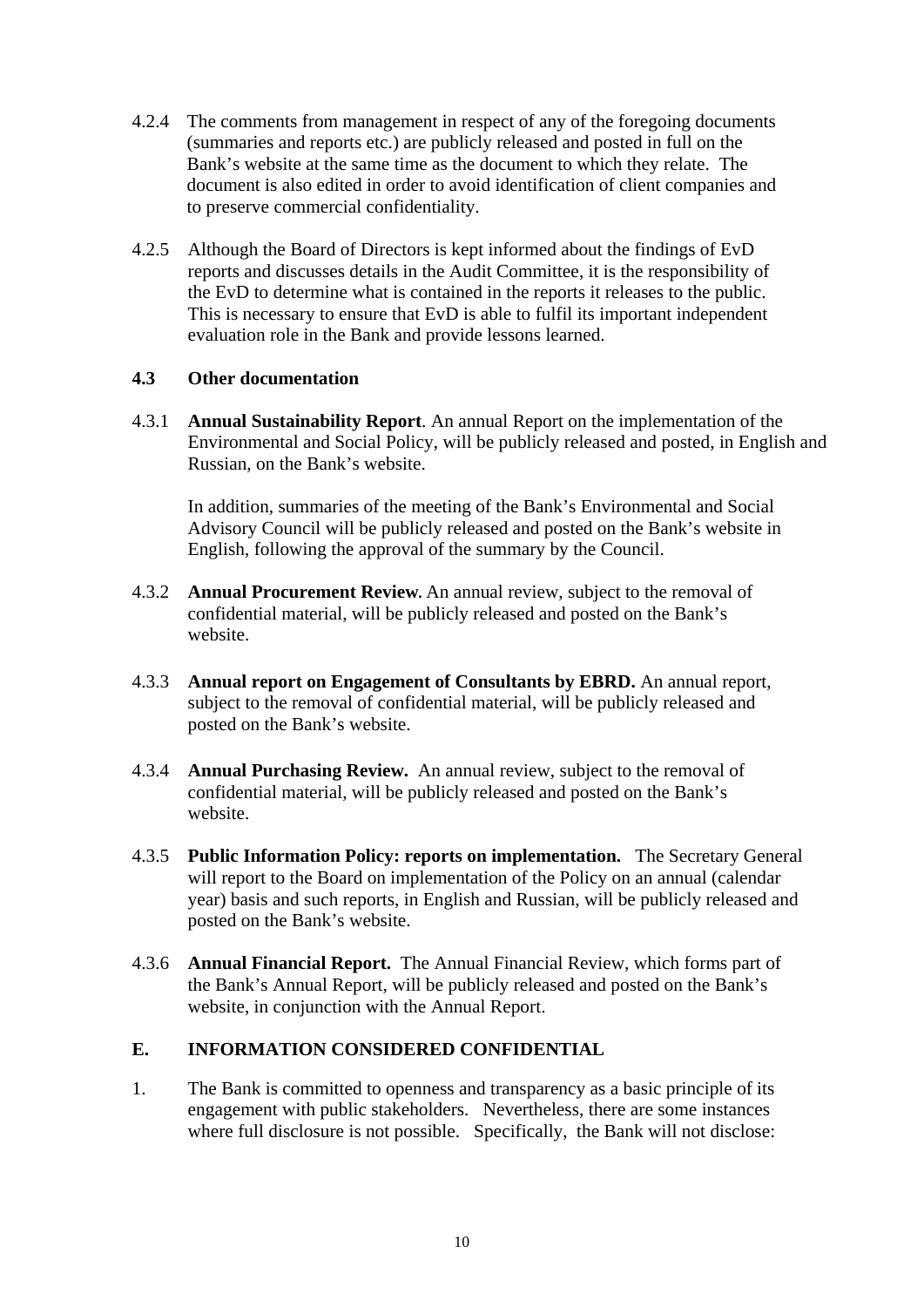4.2.4 The comments from management in respect of any of the foregoing documents (summaries and reports etc.) are publicly released and posted in full on the Bank's website at the same time as the document to which they relate. The document is also edited in order to avoid identification of client companies and to preserve commercial confidentiality.

4.2.5 Although the Board of Directors is kept informed about the findings of EvD reports and discusses details in the Audit Committee, it is the responsibility of the EvD to determine what is contained in the reports it releases to the public. This is necessary to ensure that EvD is able to fulfil its important independent evaluation role in the Bank and provide lessons learned.

### 4.3 Other documentation

4.3.1 **Annual Sustainability Report**. An annual Report on the implementation of the Environmental and Social Policy, will be publicly released and posted, in English and Russian, on the Bank's website.

In addition, summaries of the meeting of the Bank's Environmental and Social Advisory Council will be publicly released and posted on the Bank's website in English, following the approval of the summary by the Council.

4.3.2 **Annual Procurement Review.** An annual review, subject to the removal of confidential material, will be publicly released and posted on the Bank's website.

4.3.3 **Annual report on Engagement of Consultants by EBRD.** An annual report, subject to the removal of confidential material, will be publicly released and posted on the Bank's website.

4.3.4 **Annual Purchasing Review.** An annual review, subject to the removal of confidential material, will be publicly released and posted on the Bank's website.

4.3.5 **Public Information Policy: reports on implementation.** The Secretary General will report to the Board on implementation of the Policy on an annual (calendar year) basis and such reports, in English and Russian, will be publicly released and posted on the Bank's website.

4.3.6 **Annual Financial Report.** The Annual Financial Review, which forms part of the Bank's Annual Report, will be publicly released and posted on the Bank's website, in conjunction with the Annual Report.

## E. INFORMATION CONSIDERED CONFIDENTIAL

1. The Bank is committed to openness and transparency as a basic principle of its engagement with public stakeholders. Nevertheless, there are some instances where full disclosure is not possible. Specifically, the Bank will not disclose: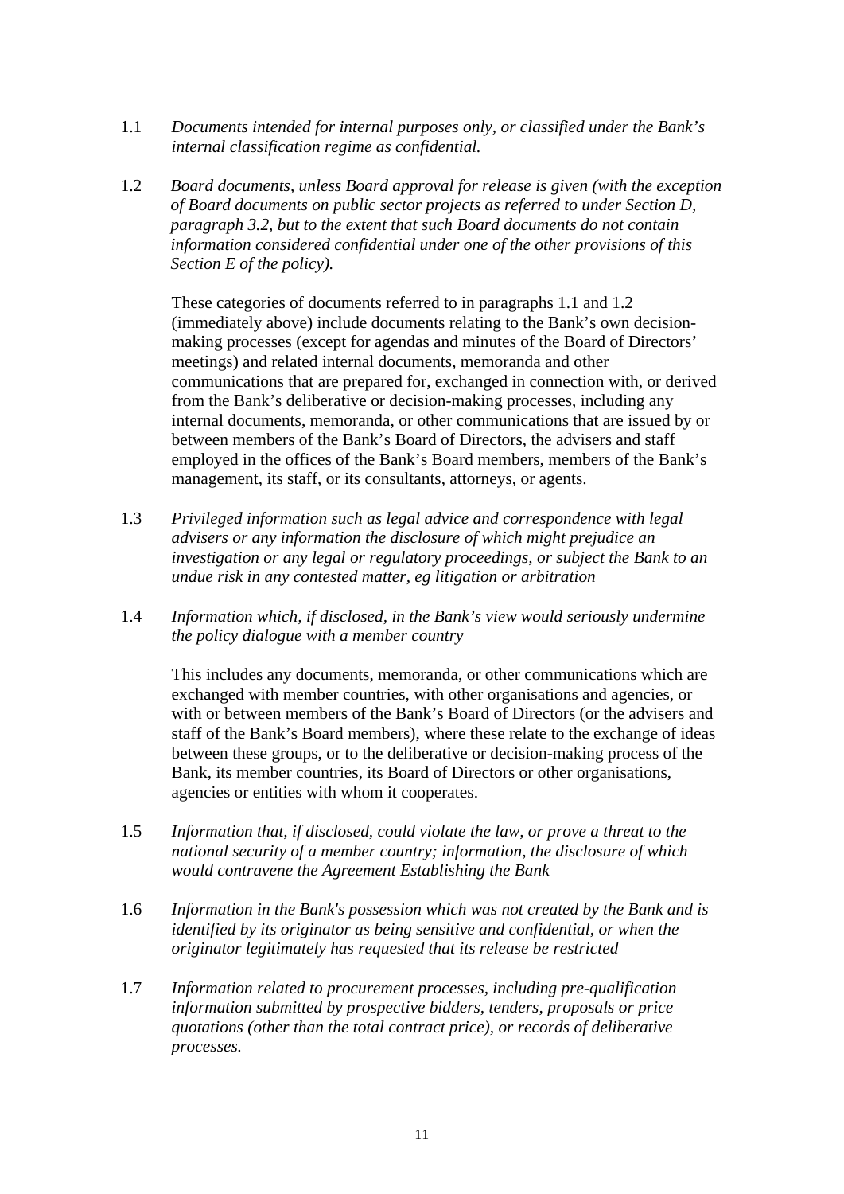1.1 *Documents intended for internal purposes only, or classified under the Bank's internal classification regime as confidential.*

1.2 *Board documents, unless Board approval for release is given (with the exception of Board documents on public sector projects as referred to under Section D, paragraph 3.2, but to the extent that such Board documents do not contain information considered confidential under one of the other provisions of this Section E of the policy).*

These categories of documents referred to in paragraphs 1.1 and 1.2 (immediately above) include documents relating to the Bank's own decision-making processes (except for agendas and minutes of the Board of Directors' meetings) and related internal documents, memoranda and other communications that are prepared for, exchanged in connection with, or derived from the Bank's deliberative or decision-making processes, including any internal documents, memoranda, or other communications that are issued by or between members of the Bank's Board of Directors, the advisers and staff employed in the offices of the Bank's Board members, members of the Bank's management, its staff, or its consultants, attorneys, or agents.

1.3 *Privileged information such as legal advice and correspondence with legal advisers or any information the disclosure of which might prejudice an investigation or any legal or regulatory proceedings, or subject the Bank to an undue risk in any contested matter, eg litigation or arbitration*

1.4 *Information which, if disclosed, in the Bank's view would seriously undermine the policy dialogue with a member country*

This includes any documents, memoranda, or other communications which are exchanged with member countries, with other organisations and agencies, or with or between members of the Bank's Board of Directors (or the advisers and staff of the Bank's Board members), where these relate to the exchange of ideas between these groups, or to the deliberative or decision-making process of the Bank, its member countries, its Board of Directors or other organisations, agencies or entities with whom it cooperates.

1.5 *Information that, if disclosed, could violate the law, or prove a threat to the national security of a member country; information, the disclosure of which would contravene the Agreement Establishing the Bank*

1.6 *Information in the Bank's possession which was not created by the Bank and is identified by its originator as being sensitive and confidential, or when the originator legitimately has requested that its release be restricted*

1.7 *Information related to procurement processes, including pre-qualification information submitted by prospective bidders, tenders, proposals or price quotations (other than the total contract price), or records of deliberative processes.*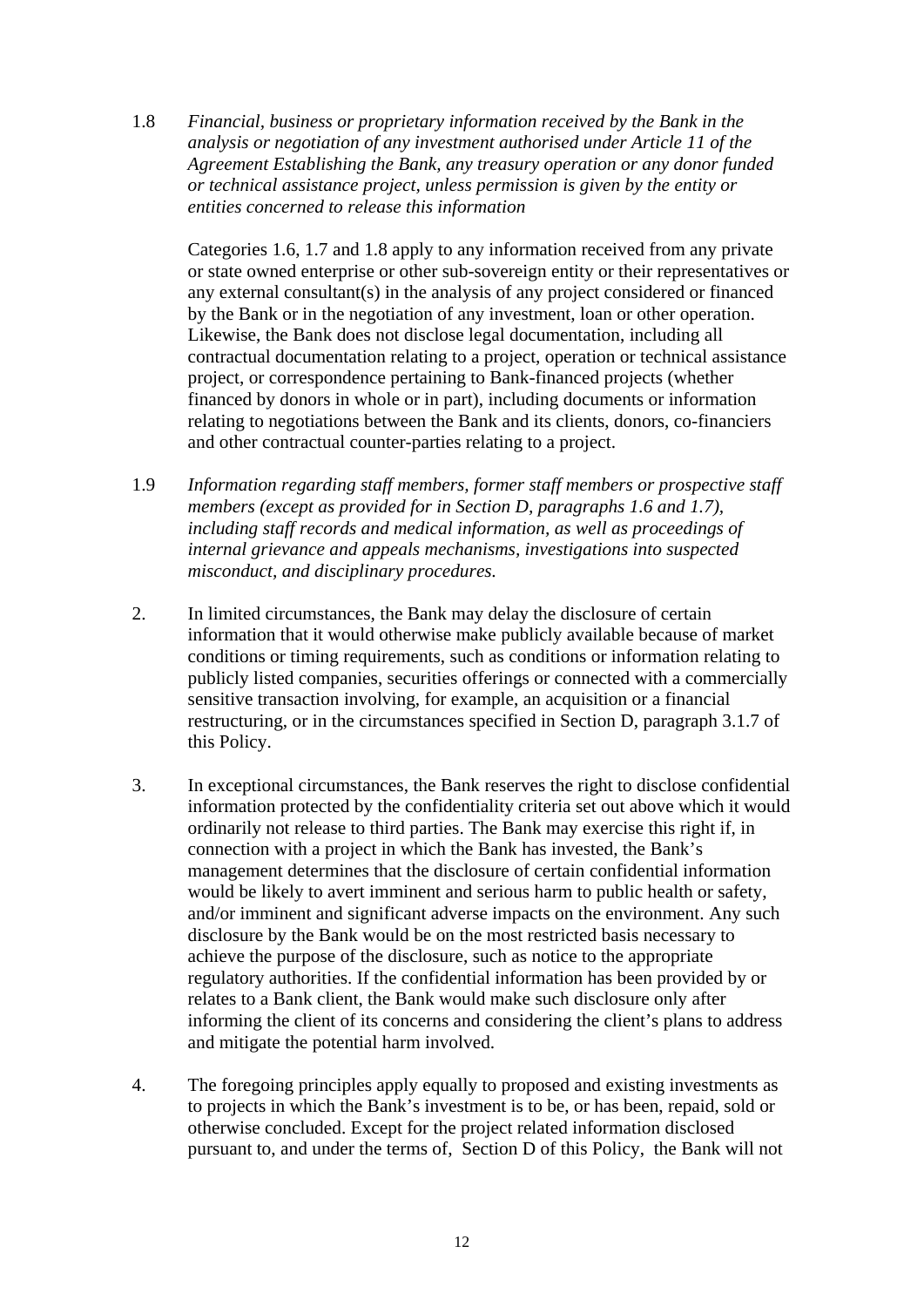1.8 *Financial, business or proprietary information received by the Bank in the analysis or negotiation of any investment authorised under Article 11 of the Agreement Establishing the Bank, any treasury operation or any donor funded or technical assistance project, unless permission is given by the entity or entities concerned to release this information*

Categories 1.6, 1.7 and 1.8 apply to any information received from any private or state owned enterprise or other sub-sovereign entity or their representatives or any external consultant(s) in the analysis of any project considered or financed by the Bank or in the negotiation of any investment, loan or other operation. Likewise, the Bank does not disclose legal documentation, including all contractual documentation relating to a project, operation or technical assistance project, or correspondence pertaining to Bank-financed projects (whether financed by donors in whole or in part), including documents or information relating to negotiations between the Bank and its clients, donors, co-financiers and other contractual counter-parties relating to a project.

1.9 *Information regarding staff members, former staff members or prospective staff members (except as provided for in Section D, paragraphs 1.6 and 1.7), including staff records and medical information, as well as proceedings of internal grievance and appeals mechanisms, investigations into suspected misconduct, and disciplinary procedures.*

2. In limited circumstances, the Bank may delay the disclosure of certain information that it would otherwise make publicly available because of market conditions or timing requirements, such as conditions or information relating to publicly listed companies, securities offerings or connected with a commercially sensitive transaction involving, for example, an acquisition or a financial restructuring, or in the circumstances specified in Section D, paragraph 3.1.7 of this Policy.

3. In exceptional circumstances, the Bank reserves the right to disclose confidential information protected by the confidentiality criteria set out above which it would ordinarily not release to third parties. The Bank may exercise this right if, in connection with a project in which the Bank has invested, the Bank's management determines that the disclosure of certain confidential information would be likely to avert imminent and serious harm to public health or safety, and/or imminent and significant adverse impacts on the environment. Any such disclosure by the Bank would be on the most restricted basis necessary to achieve the purpose of the disclosure, such as notice to the appropriate regulatory authorities. If the confidential information has been provided by or relates to a Bank client, the Bank would make such disclosure only after informing the client of its concerns and considering the client's plans to address and mitigate the potential harm involved.

4. The foregoing principles apply equally to proposed and existing investments as to projects in which the Bank's investment is to be, or has been, repaid, sold or otherwise concluded. Except for the project related information disclosed pursuant to, and under the terms of, Section D of this Policy, the Bank will not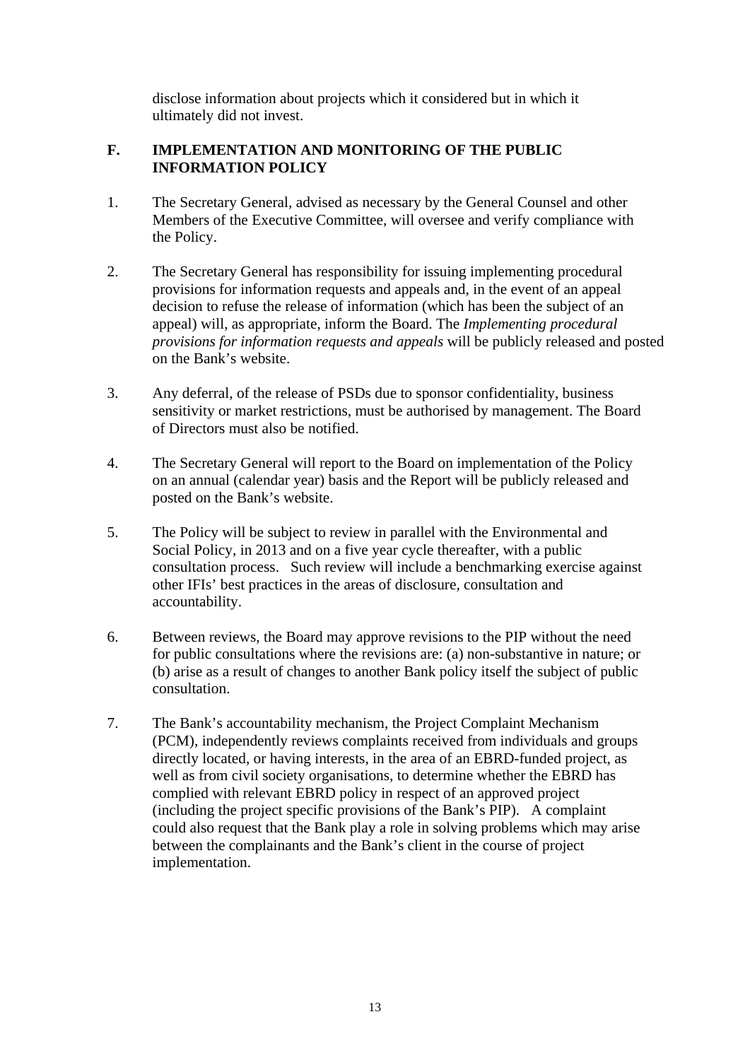disclose information about projects which it considered but in which it ultimately did not invest.

## F. IMPLEMENTATION AND MONITORING OF THE PUBLIC INFORMATION POLICY

1. The Secretary General, advised as necessary by the General Counsel and other Members of the Executive Committee, will oversee and verify compliance with the Policy.

2. The Secretary General has responsibility for issuing implementing procedural provisions for information requests and appeals and, in the event of an appeal decision to refuse the release of information (which has been the subject of an appeal) will, as appropriate, inform the Board. The *Implementing procedural provisions for information requests and appeals* will be publicly released and posted on the Bank's website.

3. Any deferral, of the release of PSDs due to sponsor confidentiality, business sensitivity or market restrictions, must be authorised by management. The Board of Directors must also be notified.

4. The Secretary General will report to the Board on implementation of the Policy on an annual (calendar year) basis and the Report will be publicly released and posted on the Bank's website.

5. The Policy will be subject to review in parallel with the Environmental and Social Policy, in 2013 and on a five year cycle thereafter, with a public consultation process. Such review will include a benchmarking exercise against other IFIs' best practices in the areas of disclosure, consultation and accountability.

6. Between reviews, the Board may approve revisions to the PIP without the need for public consultations where the revisions are: (a) non-substantive in nature; or (b) arise as a result of changes to another Bank policy itself the subject of public consultation.

7. The Bank's accountability mechanism, the Project Complaint Mechanism (PCM), independently reviews complaints received from individuals and groups directly located, or having interests, in the area of an EBRD-funded project, as well as from civil society organisations, to determine whether the EBRD has complied with relevant EBRD policy in respect of an approved project (including the project specific provisions of the Bank's PIP). A complaint could also request that the Bank play a role in solving problems which may arise between the complainants and the Bank's client in the course of project implementation.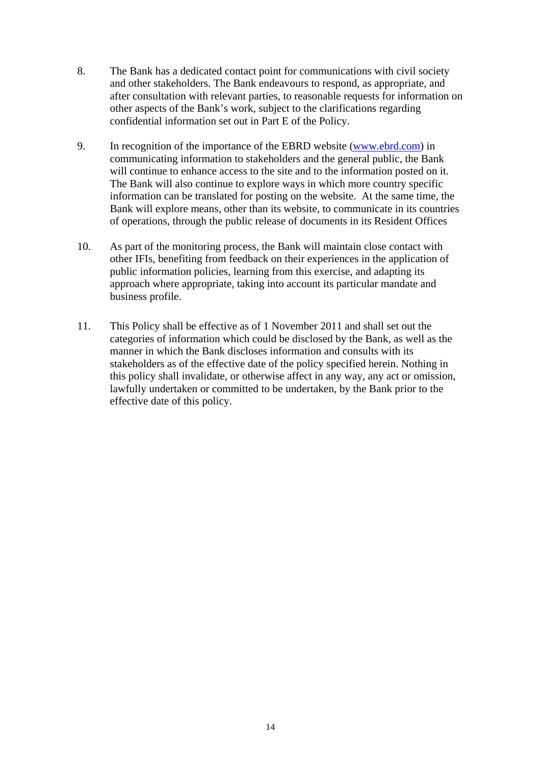8. The Bank has a dedicated contact point for communications with civil society and other stakeholders. The Bank endeavours to respond, as appropriate, and after consultation with relevant parties, to reasonable requests for information on other aspects of the Bank's work, subject to the clarifications regarding confidential information set out in Part E of the Policy.

9. In recognition of the importance of the EBRD website ([www.ebrd.com](www.ebrd.com)) in communicating information to stakeholders and the general public, the Bank will continue to enhance access to the site and to the information posted on it. The Bank will also continue to explore ways in which more country specific information can be translated for posting on the website. At the same time, the Bank will explore means, other than its website, to communicate in its countries of operations, through the public release of documents in its Resident Offices

10. As part of the monitoring process, the Bank will maintain close contact with other IFIs, benefiting from feedback on their experiences in the application of public information policies, learning from this exercise, and adapting its approach where appropriate, taking into account its particular mandate and business profile.

11. This Policy shall be effective as of 1 November 2011 and shall set out the categories of information which could be disclosed by the Bank, as well as the manner in which the Bank discloses information and consults with its stakeholders as of the effective date of the policy specified herein. Nothing in this policy shall invalidate, or otherwise affect in any way, any act or omission, lawfully undertaken or committed to be undertaken, by the Bank prior to the effective date of this policy.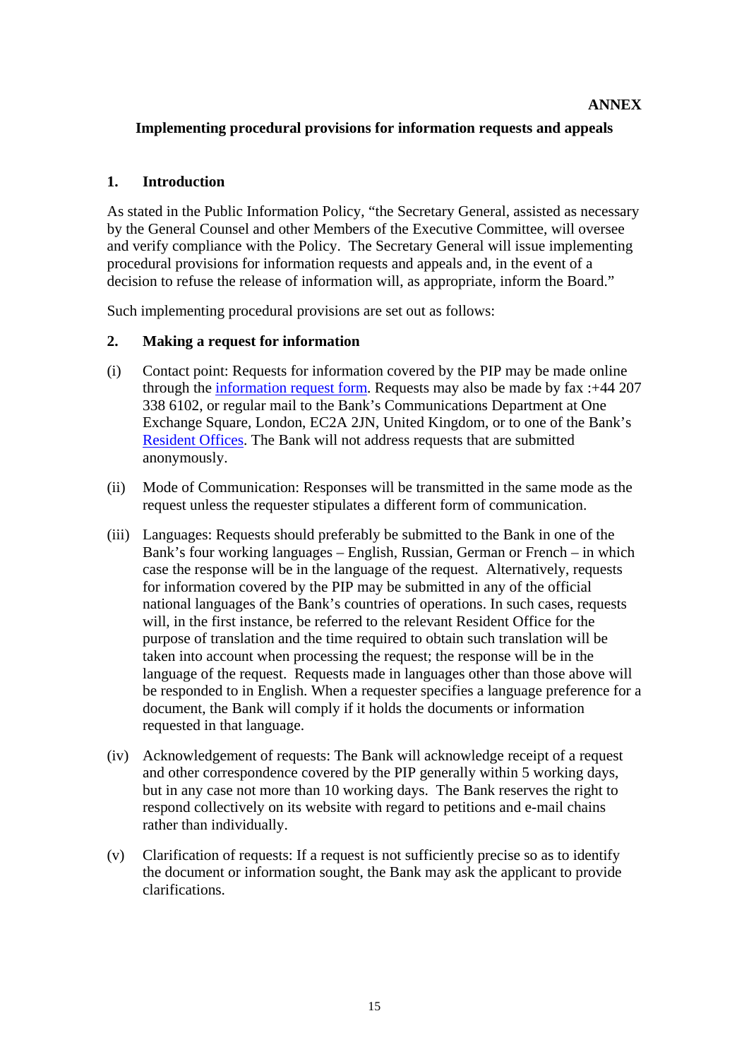**ANNEX**

**Implementing procedural provisions for information requests and appeals**

## 1. Introduction

As stated in the Public Information Policy, "the Secretary General, assisted as necessary by the General Counsel and other Members of the Executive Committee, will oversee and verify compliance with the Policy. The Secretary General will issue implementing procedural provisions for information requests and appeals and, in the event of a decision to refuse the release of information will, as appropriate, inform the Board."

Such implementing procedural provisions are set out as follows:

## 2. Making a request for information

(i) Contact point: Requests for information covered by the PIP may be made online through the information request form. Requests may also be made by fax :+44 207 338 6102, or regular mail to the Bank's Communications Department at One Exchange Square, London, EC2A 2JN, United Kingdom, or to one of the Bank's Resident Offices. The Bank will not address requests that are submitted anonymously.

(ii) Mode of Communication: Responses will be transmitted in the same mode as the request unless the requester stipulates a different form of communication.

(iii) Languages: Requests should preferably be submitted to the Bank in one of the Bank's four working languages – English, Russian, German or French – in which case the response will be in the language of the request. Alternatively, requests for information covered by the PIP may be submitted in any of the official national languages of the Bank's countries of operations. In such cases, requests will, in the first instance, be referred to the relevant Resident Office for the purpose of translation and the time required to obtain such translation will be taken into account when processing the request; the response will be in the language of the request. Requests made in languages other than those above will be responded to in English. When a requester specifies a language preference for a document, the Bank will comply if it holds the documents or information requested in that language.

(iv) Acknowledgement of requests: The Bank will acknowledge receipt of a request and other correspondence covered by the PIP generally within 5 working days, but in any case not more than 10 working days. The Bank reserves the right to respond collectively on its website with regard to petitions and e-mail chains rather than individually.

(v) Clarification of requests: If a request is not sufficiently precise so as to identify the document or information sought, the Bank may ask the applicant to provide clarifications.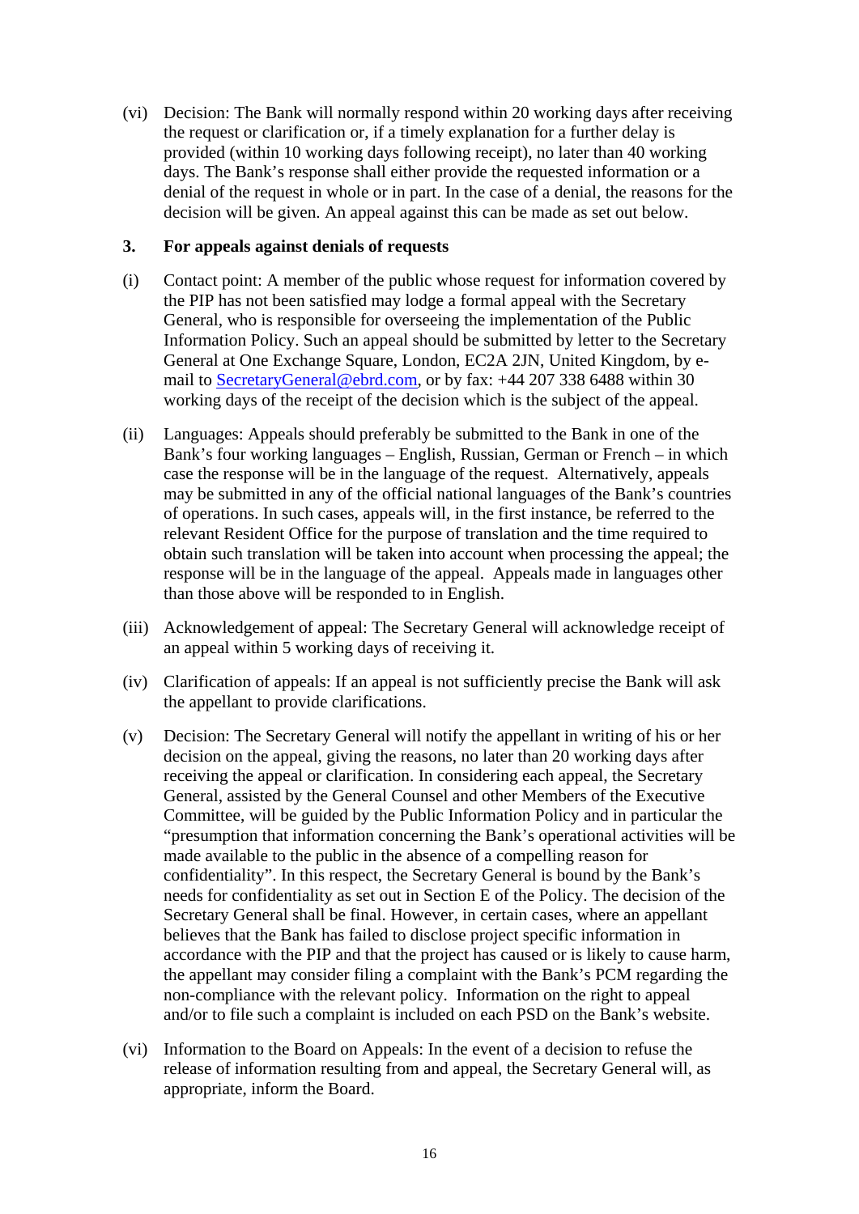(vi) Decision: The Bank will normally respond within 20 working days after receiving the request or clarification or, if a timely explanation for a further delay is provided (within 10 working days following receipt), no later than 40 working days. The Bank's response shall either provide the requested information or a denial of the request in whole or in part. In the case of a denial, the reasons for the decision will be given. An appeal against this can be made as set out below.

### 3. For appeals against denials of requests

(i) Contact point: A member of the public whose request for information covered by the PIP has not been satisfied may lodge a formal appeal with the Secretary General, who is responsible for overseeing the implementation of the Public Information Policy. Such an appeal should be submitted by letter to the Secretary General at One Exchange Square, London, EC2A 2JN, United Kingdom, by e-mail to SecretaryGeneral@ebrd.com, or by fax: +44 207 338 6488 within 30 working days of the receipt of the decision which is the subject of the appeal.

(ii) Languages: Appeals should preferably be submitted to the Bank in one of the Bank's four working languages – English, Russian, German or French – in which case the response will be in the language of the request. Alternatively, appeals may be submitted in any of the official national languages of the Bank's countries of operations. In such cases, appeals will, in the first instance, be referred to the relevant Resident Office for the purpose of translation and the time required to obtain such translation will be taken into account when processing the appeal; the response will be in the language of the appeal. Appeals made in languages other than those above will be responded to in English.

(iii) Acknowledgement of appeal: The Secretary General will acknowledge receipt of an appeal within 5 working days of receiving it.

(iv) Clarification of appeals: If an appeal is not sufficiently precise the Bank will ask the appellant to provide clarifications.

(v) Decision: The Secretary General will notify the appellant in writing of his or her decision on the appeal, giving the reasons, no later than 20 working days after receiving the appeal or clarification. In considering each appeal, the Secretary General, assisted by the General Counsel and other Members of the Executive Committee, will be guided by the Public Information Policy and in particular the "presumption that information concerning the Bank's operational activities will be made available to the public in the absence of a compelling reason for confidentiality". In this respect, the Secretary General is bound by the Bank's needs for confidentiality as set out in Section E of the Policy. The decision of the Secretary General shall be final. However, in certain cases, where an appellant believes that the Bank has failed to disclose project specific information in accordance with the PIP and that the project has caused or is likely to cause harm, the appellant may consider filing a complaint with the Bank's PCM regarding the non-compliance with the relevant policy. Information on the right to appeal and/or to file such a complaint is included on each PSD on the Bank's website.

(vi) Information to the Board on Appeals: In the event of a decision to refuse the release of information resulting from and appeal, the Secretary General will, as appropriate, inform the Board.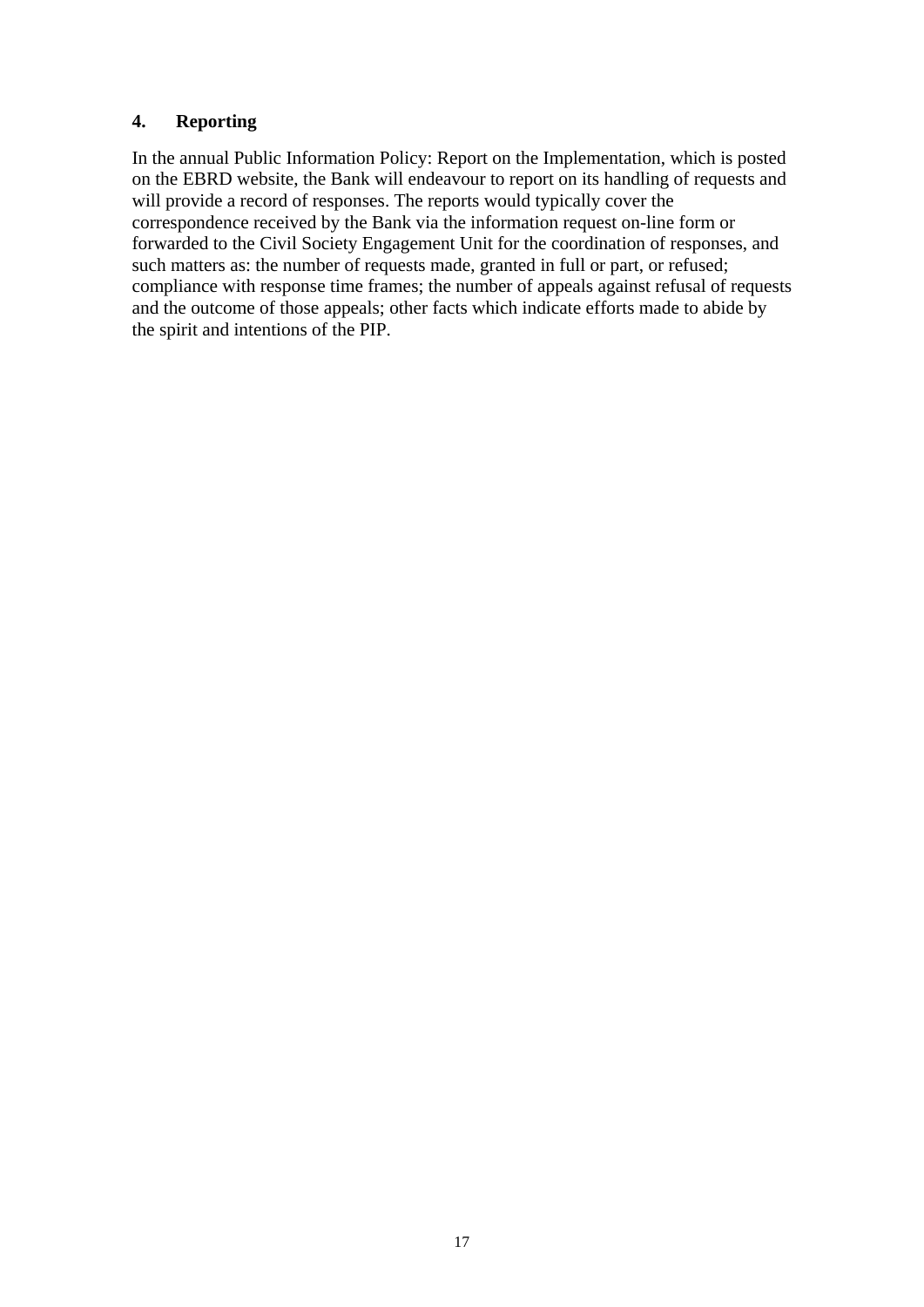## 4. Reporting

In the annual Public Information Policy: Report on the Implementation, which is posted on the EBRD website, the Bank will endeavour to report on its handling of requests and will provide a record of responses. The reports would typically cover the correspondence received by the Bank via the information request on-line form or forwarded to the Civil Society Engagement Unit for the coordination of responses, and such matters as: the number of requests made, granted in full or part, or refused; compliance with response time frames; the number of appeals against refusal of requests and the outcome of those appeals; other facts which indicate efforts made to abide by the spirit and intentions of the PIP.